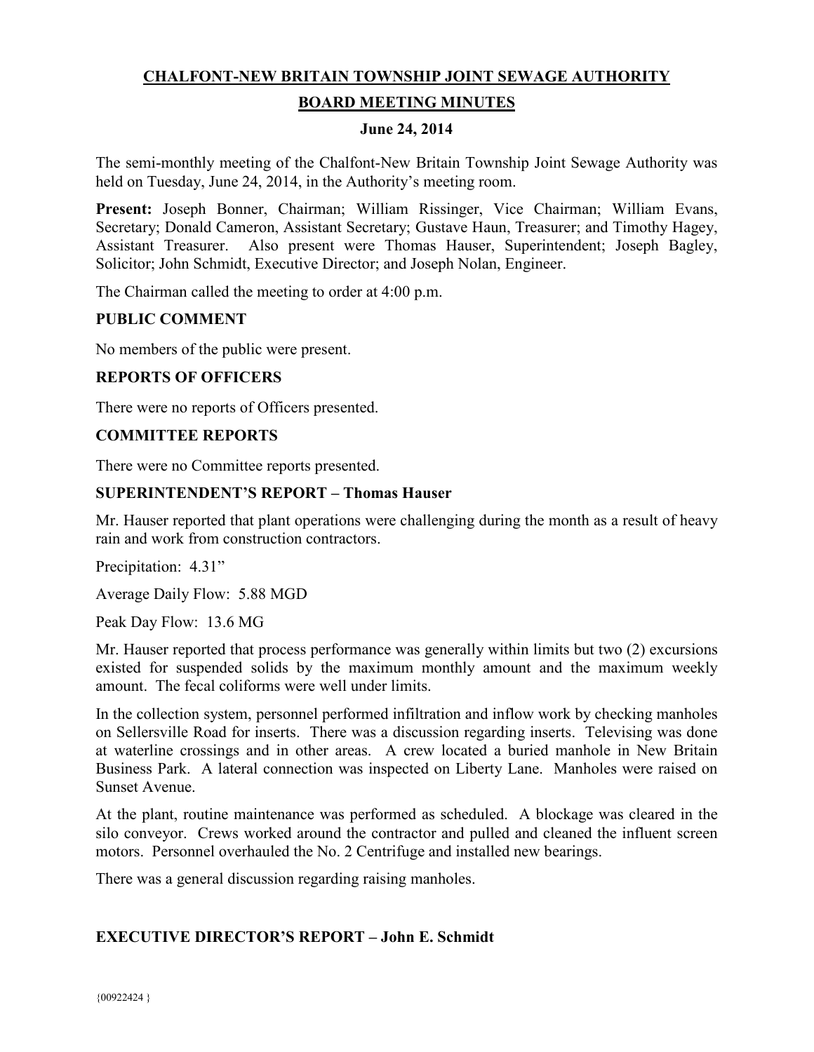# CHALFONT-NEW BRITAIN TOWNSHIP JOINT SEWAGE AUTHORITY

## BOARD MEETING MINUTES

### June 24, 2014

The semi-monthly meeting of the Chalfont-New Britain Township Joint Sewage Authority was held on Tuesday, June 24, 2014, in the Authority's meeting room.

**Present:** Joseph Bonner, Chairman; William Rissinger, Vice Chairman; William Evans, Secretary; Donald Cameron, Assistant Secretary; Gustave Haun, Treasurer; and Timothy Hagey, Assistant Treasurer. Also present were Thomas Hauser, Superintendent; Joseph Bagley, Solicitor; John Schmidt, Executive Director; and Joseph Nolan, Engineer.

The Chairman called the meeting to order at 4:00 p.m.

**PUBLIC COMMENT**

No members of the public were present.

**REPORTS OF OFFICERS**

There were no reports of Officers presented.

**COMMITTEE REPORTS**

There were no Committee reports presented.

**SUPERINTENDENT'S REPORT – Thomas Hauser**

Mr. Hauser reported that plant operations were challenging during the month as a result of heavy rain and work from construction contractors.

Precipitation: 4.31"

Average Daily Flow: 5.88 MGD

Peak Day Flow: 13.6 MG

Mr. Hauser reported that process performance was generally within limits but two (2) excursions existed for suspended solids by the maximum monthly amount and the maximum weekly amount. The fecal coliforms were well under limits.

In the collection system, personnel performed infiltration and inflow work by checking manholes on Sellersville Road for inserts. There was a discussion regarding inserts. Televising was done at waterline crossings and in other areas. A crew located a buried manhole in New Britain Business Park. A lateral connection was inspected on Liberty Lane. Manholes were raised on Sunset Avenue.

At the plant, routine maintenance was performed as scheduled. A blockage was cleared in the silo conveyor. Crews worked around the contractor and pulled and cleaned the influent screen motors. Personnel overhauled the No. 2 Centrifuge and installed new bearings.

There was a general discussion regarding raising manholes.

**EXECUTIVE DIRECTOR'S REPORT – John E. Schmidt**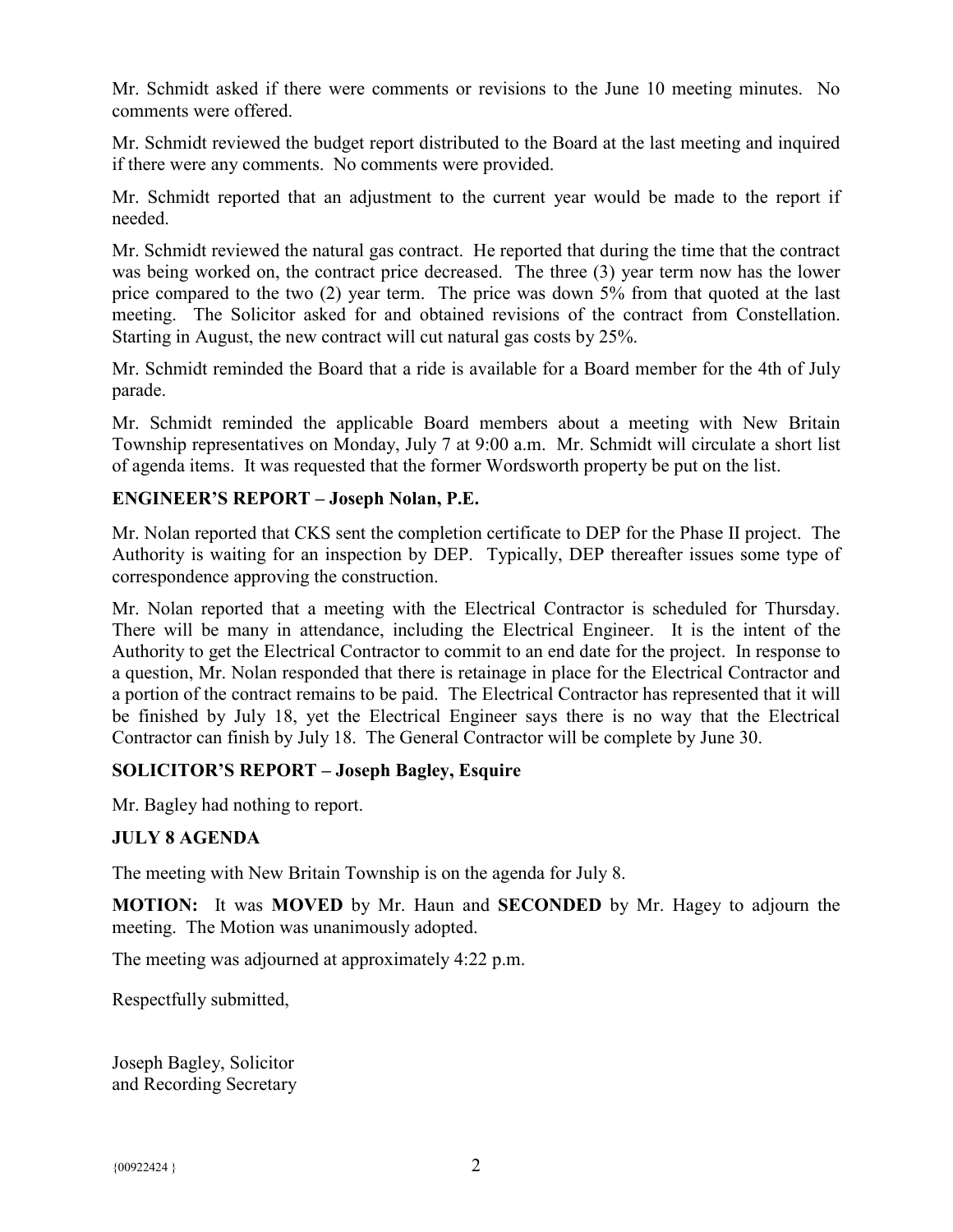Mr. Schmidt asked if there were comments or revisions to the June 10 meeting minutes. No comments were offered.

Mr. Schmidt reviewed the budget report distributed to the Board at the last meeting and inquired if there were any comments. No comments were provided.

Mr. Schmidt reported that an adjustment to the current year would be made to the report if needed.

Mr. Schmidt reviewed the natural gas contract. He reported that during the time that the contract was being worked on, the contract price decreased. The three (3) year term now has the lower price compared to the two (2) year term. The price was down 5% from that quoted at the last meeting. The Solicitor asked for and obtained revisions of the contract from Constellation. Starting in August, the new contract will cut natural gas costs by 25%.

Mr. Schmidt reminded the Board that a ride is available for a Board member for the 4th of July parade.

Mr. Schmidt reminded the applicable Board members about a meeting with New Britain Township representatives on Monday, July 7 at 9:00 a.m. Mr. Schmidt will circulate a short list of agenda items. It was requested that the former Wordsworth property be put on the list.

**ENGINEER'S REPORT – Joseph Nolan, P.E.**

Mr. Nolan reported that CKS sent the completion certificate to DEP for the Phase II project. The Authority is waiting for an inspection by DEP. Typically, DEP thereafter issues some type of correspondence approving the construction.

Mr. Nolan reported that a meeting with the Electrical Contractor is scheduled for Thursday. There will be many in attendance, including the Electrical Engineer. It is the intent of the Authority to get the Electrical Contractor to commit to an end date for the project. In response to a question, Mr. Nolan responded that there is retainage in place for the Electrical Contractor and a portion of the contract remains to be paid. The Electrical Contractor has represented that it will be finished by July 18, yet the Electrical Engineer says there is no way that the Electrical Contractor can finish by July 18. The General Contractor will be complete by June 30.

**SOLICITOR'S REPORT – Joseph Bagley, Esquire**

Mr. Bagley had nothing to report.

**JULY 8 AGENDA**

The meeting with New Britain Township is on the agenda for July 8.

**MOTION:** It was **MOVED** by Mr. Haun and **SECONDED** by Mr. Hagey to adjourn the meeting. The Motion was unanimously adopted.

The meeting was adjourned at approximately 4:22 p.m.

Respectfully submitted,

Joseph Bagley, Solicitor
and Recording Secretary

{00922424 }